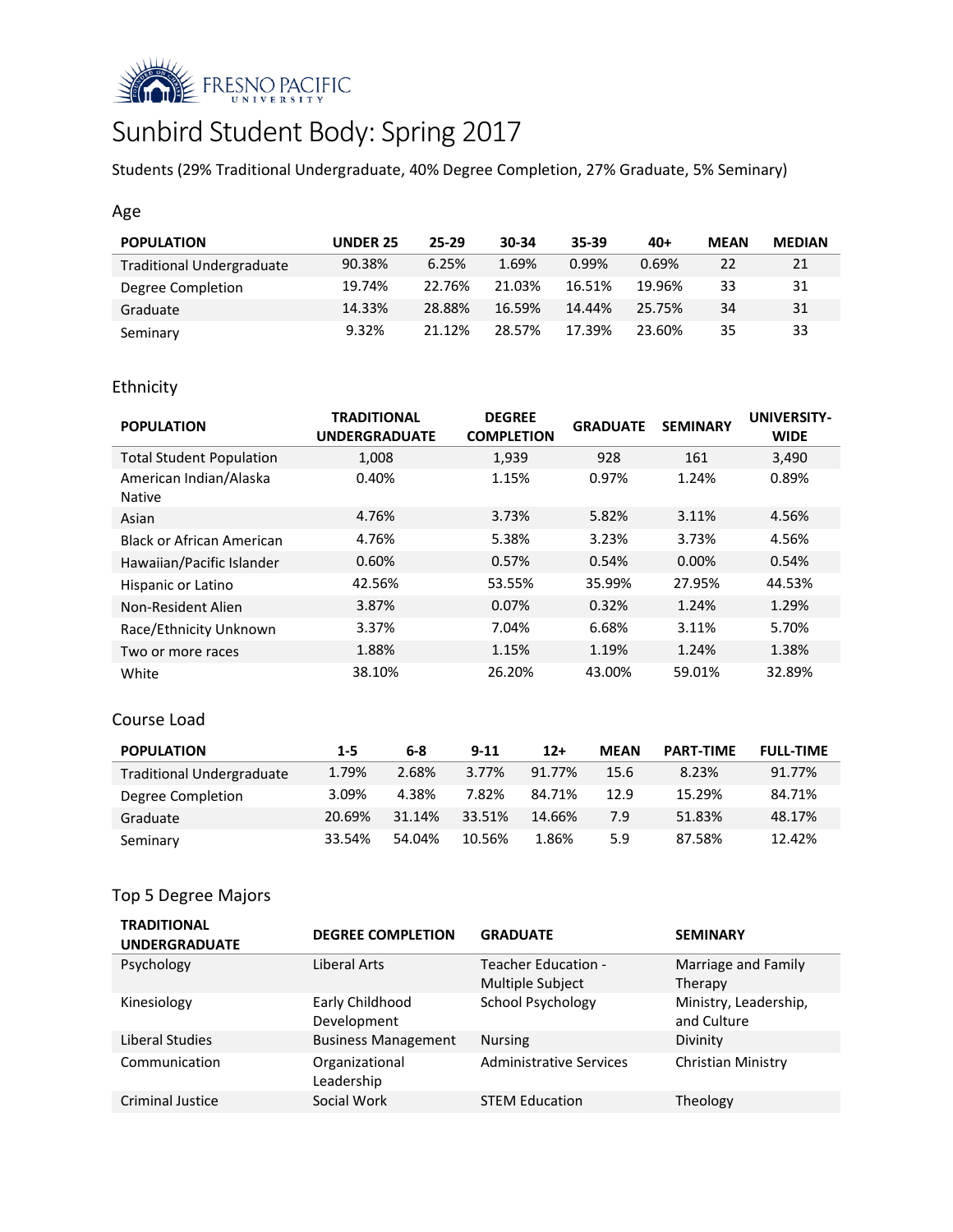# Sunbird Student Body: Spring 2017

Students (29% Traditional Undergraduate, 40% Degree Completion, 27% Graduate, 5% Seminary)

## Age

| POPULATION | UNDER 25 | 25-29 | 30-34 | 35-39 | 40+ | MEAN | MEDIAN |
|---|---|---|---|---|---|---|---|
| Traditional Undergraduate | 90.38% | 6.25% | 1.69% | 0.99% | 0.69% | 22 | 21 |
| Degree Completion | 19.74% | 22.76% | 21.03% | 16.51% | 19.96% | 33 | 31 |
| Graduate | 14.33% | 28.88% | 16.59% | 14.44% | 25.75% | 34 | 31 |
| Seminary | 9.32% | 21.12% | 28.57% | 17.39% | 23.60% | 35 | 33 |

## Ethnicity

| POPULATION | TRADITIONAL UNDERGRADUATE | DEGREE COMPLETION | GRADUATE | SEMINARY | UNIVERSITY-WIDE |
|---|---|---|---|---|---|
| Total Student Population | 1,008 | 1,939 | 928 | 161 | 3,490 |
| American Indian/Alaska Native | 0.40% | 1.15% | 0.97% | 1.24% | 0.89% |
| Asian | 4.76% | 3.73% | 5.82% | 3.11% | 4.56% |
| Black or African American | 4.76% | 5.38% | 3.23% | 3.73% | 4.56% |
| Hawaiian/Pacific Islander | 0.60% | 0.57% | 0.54% | 0.00% | 0.54% |
| Hispanic or Latino | 42.56% | 53.55% | 35.99% | 27.95% | 44.53% |
| Non-Resident Alien | 3.87% | 0.07% | 0.32% | 1.24% | 1.29% |
| Race/Ethnicity Unknown | 3.37% | 7.04% | 6.68% | 3.11% | 5.70% |
| Two or more races | 1.88% | 1.15% | 1.19% | 1.24% | 1.38% |
| White | 38.10% | 26.20% | 43.00% | 59.01% | 32.89% |

## Course Load

| POPULATION | 1-5 | 6-8 | 9-11 | 12+ | MEAN | PART-TIME | FULL-TIME |
|---|---|---|---|---|---|---|---|
| Traditional Undergraduate | 1.79% | 2.68% | 3.77% | 91.77% | 15.6 | 8.23% | 91.77% |
| Degree Completion | 3.09% | 4.38% | 7.82% | 84.71% | 12.9 | 15.29% | 84.71% |
| Graduate | 20.69% | 31.14% | 33.51% | 14.66% | 7.9 | 51.83% | 48.17% |
| Seminary | 33.54% | 54.04% | 10.56% | 1.86% | 5.9 | 87.58% | 12.42% |

## Top 5 Degree Majors

| TRADITIONAL UNDERGRADUATE | DEGREE COMPLETION | GRADUATE | SEMINARY |
|---|---|---|---|
| Psychology | Liberal Arts | Teacher Education - Multiple Subject | Marriage and Family Therapy |
| Kinesiology | Early Childhood Development | School Psychology | Ministry, Leadership, and Culture |
| Liberal Studies | Business Management | Nursing | Divinity |
| Communication | Organizational Leadership | Administrative Services | Christian Ministry |
| Criminal Justice | Social Work | STEM Education | Theology |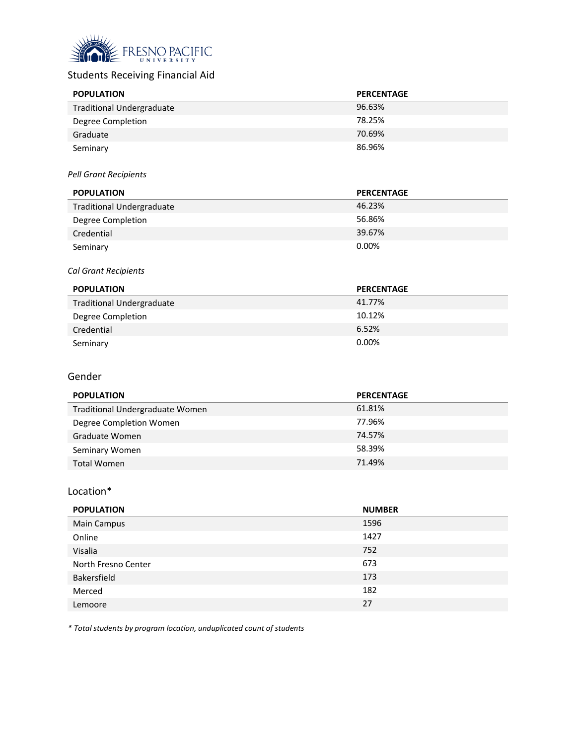Fresno Pacific University

## Students Receiving Financial Aid

| POPULATION | PERCENTAGE |
| --- | --- |
| Traditional Undergraduate | 96.63% |
| Degree Completion | 78.25% |
| Graduate | 70.69% |
| Seminary | 86.96% |

*Pell Grant Recipients*

| POPULATION | PERCENTAGE |
| --- | --- |
| Traditional Undergraduate | 46.23% |
| Degree Completion | 56.86% |
| Credential | 39.67% |
| Seminary | 0.00% |

*Cal Grant Recipients*

| POPULATION | PERCENTAGE |
| --- | --- |
| Traditional Undergraduate | 41.77% |
| Degree Completion | 10.12% |
| Credential | 6.52% |
| Seminary | 0.00% |

## Gender

| POPULATION | PERCENTAGE |
| --- | --- |
| Traditional Undergraduate Women | 61.81% |
| Degree Completion Women | 77.96% |
| Graduate Women | 74.57% |
| Seminary Women | 58.39% |
| Total Women | 71.49% |

## Location*

| POPULATION | NUMBER |
| --- | --- |
| Main Campus | 1596 |
| Online | 1427 |
| Visalia | 752 |
| North Fresno Center | 673 |
| Bakersfield | 173 |
| Merced | 182 |
| Lemoore | 27 |

*\* Total students by program location, unduplicated count of students*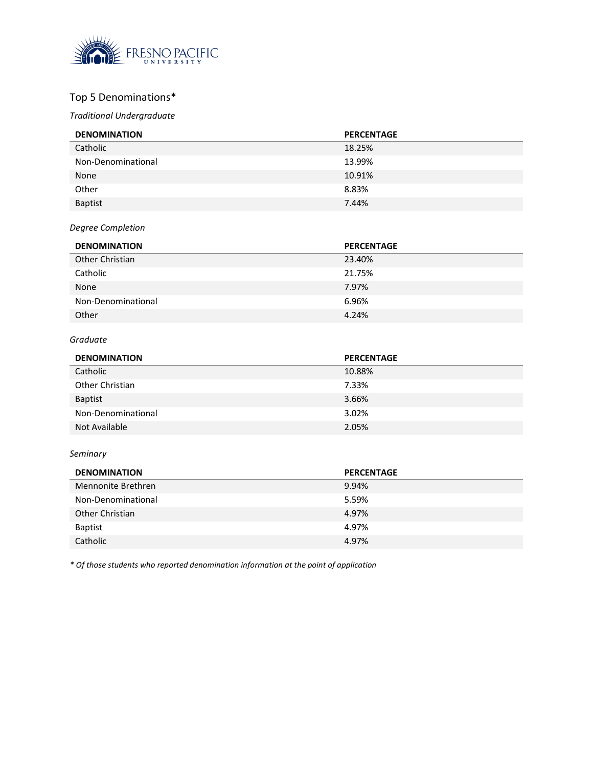## Top 5 Denominations*

*Traditional Undergraduate*

| DENOMINATION | PERCENTAGE |
|---|---|
| Catholic | 18.25% |
| Non-Denominational | 13.99% |
| None | 10.91% |
| Other | 8.83% |
| Baptist | 7.44% |

*Degree Completion*

| DENOMINATION | PERCENTAGE |
|---|---|
| Other Christian | 23.40% |
| Catholic | 21.75% |
| None | 7.97% |
| Non-Denominational | 6.96% |
| Other | 4.24% |

*Graduate*

| DENOMINATION | PERCENTAGE |
|---|---|
| Catholic | 10.88% |
| Other Christian | 7.33% |
| Baptist | 3.66% |
| Non-Denominational | 3.02% |
| Not Available | 2.05% |

*Seminary*

| DENOMINATION | PERCENTAGE |
|---|---|
| Mennonite Brethren | 9.94% |
| Non-Denominational | 5.59% |
| Other Christian | 4.97% |
| Baptist | 4.97% |
| Catholic | 4.97% |

*\* Of those students who reported denomination information at the point of application*